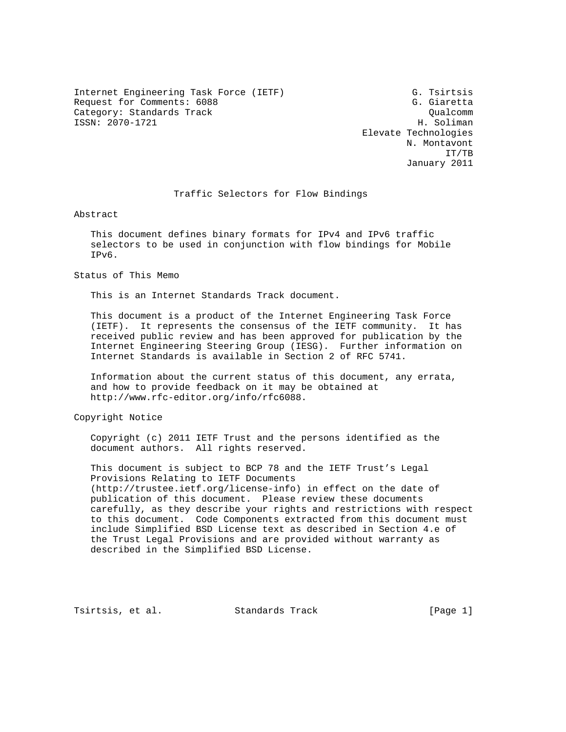Internet Engineering Task Force (IETF)  
Request for Comments: 6088  
Category: Standards Track  
ISSN: 2070-1721

G. Tsirtsis  
G. Giaretta  
Qualcomm  
H. Soliman  
Elevate Technologies  
N. Montavont  
IT/TB  
January 2011

# Traffic Selectors for Flow Bindings

## Abstract

This document defines binary formats for IPv4 and IPv6 traffic selectors to be used in conjunction with flow bindings for Mobile IPv6.

## Status of This Memo

This is an Internet Standards Track document.

This document is a product of the Internet Engineering Task Force (IETF). It represents the consensus of the IETF community. It has received public review and has been approved for publication by the Internet Engineering Steering Group (IESG). Further information on Internet Standards is available in Section 2 of RFC 5741.

Information about the current status of this document, any errata, and how to provide feedback on it may be obtained at http://www.rfc-editor.org/info/rfc6088.

## Copyright Notice

Copyright (c) 2011 IETF Trust and the persons identified as the document authors. All rights reserved.

This document is subject to BCP 78 and the IETF Trust's Legal Provisions Relating to IETF Documents (http://trustee.ietf.org/license-info) in effect on the date of publication of this document. Please review these documents carefully, as they describe your rights and restrictions with respect to this document. Code Components extracted from this document must include Simplified BSD License text as described in Section 4.e of the Trust Legal Provisions and are provided without warranty as described in the Simplified BSD License.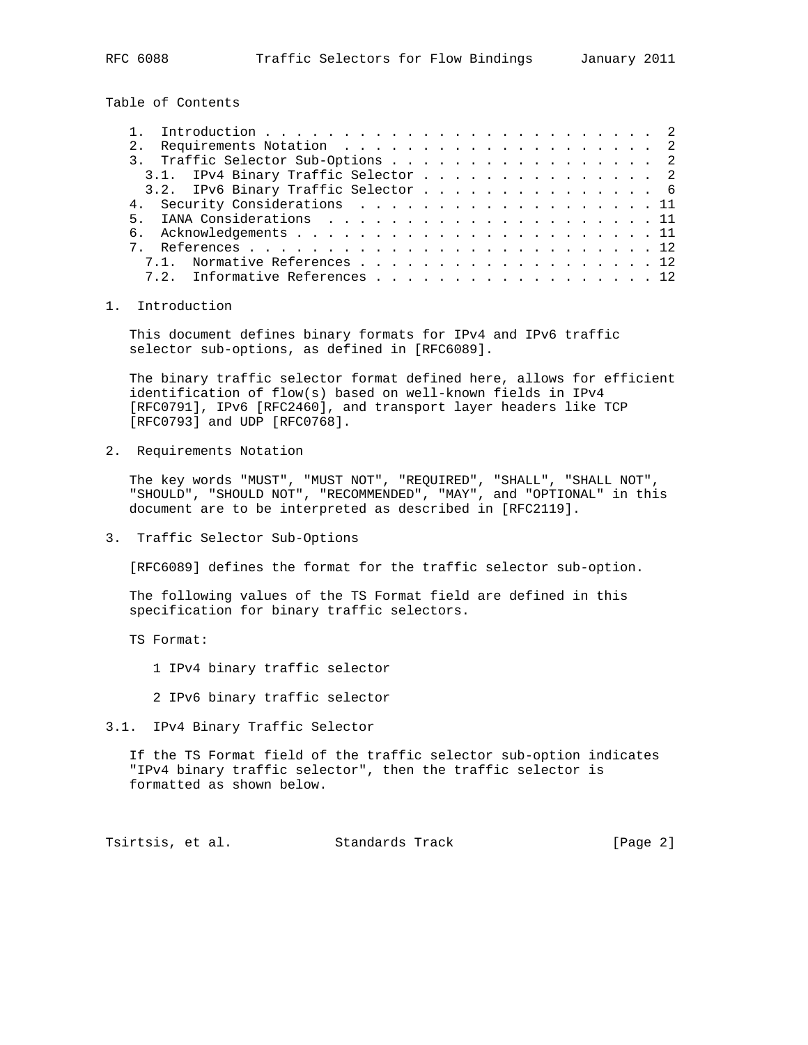Table of Contents

```
   1.  Introduction . . . . . . . . . . . . . . . . . . . . . . . . .  2
   2.  Requirements Notation  . . . . . . . . . . . . . . . . . . . .  2
   3.  Traffic Selector Sub-Options . . . . . . . . . . . . . . . . .  2
     3.1.  IPv4 Binary Traffic Selector . . . . . . . . . . . . . . .  2
     3.2.  IPv6 Binary Traffic Selector . . . . . . . . . . . . . . .  6
   4.  Security Considerations  . . . . . . . . . . . . . . . . . . . 11
   5.  IANA Considerations  . . . . . . . . . . . . . . . . . . . . . 11
   6.  Acknowledgements . . . . . . . . . . . . . . . . . . . . . . . 11
   7.  References . . . . . . . . . . . . . . . . . . . . . . . . . . 12
     7.1.  Normative References . . . . . . . . . . . . . . . . . . . 12
     7.2.  Informative References . . . . . . . . . . . . . . . . . . 12
```

## 1. Introduction

This document defines binary formats for IPv4 and IPv6 traffic selector sub-options, as defined in [RFC6089].

The binary traffic selector format defined here, allows for efficient identification of flow(s) based on well-known fields in IPv4 [RFC0791], IPv6 [RFC2460], and transport layer headers like TCP [RFC0793] and UDP [RFC0768].

## 2. Requirements Notation

The key words "MUST", "MUST NOT", "REQUIRED", "SHALL", "SHALL NOT", "SHOULD", "SHOULD NOT", "RECOMMENDED", "MAY", and "OPTIONAL" in this document are to be interpreted as described in [RFC2119].

## 3. Traffic Selector Sub-Options

[RFC6089] defines the format for the traffic selector sub-option.

The following values of the TS Format field are defined in this specification for binary traffic selectors.

TS Format:

1 IPv4 binary traffic selector

2 IPv6 binary traffic selector

### 3.1. IPv4 Binary Traffic Selector

If the TS Format field of the traffic selector sub-option indicates "IPv4 binary traffic selector", then the traffic selector is formatted as shown below.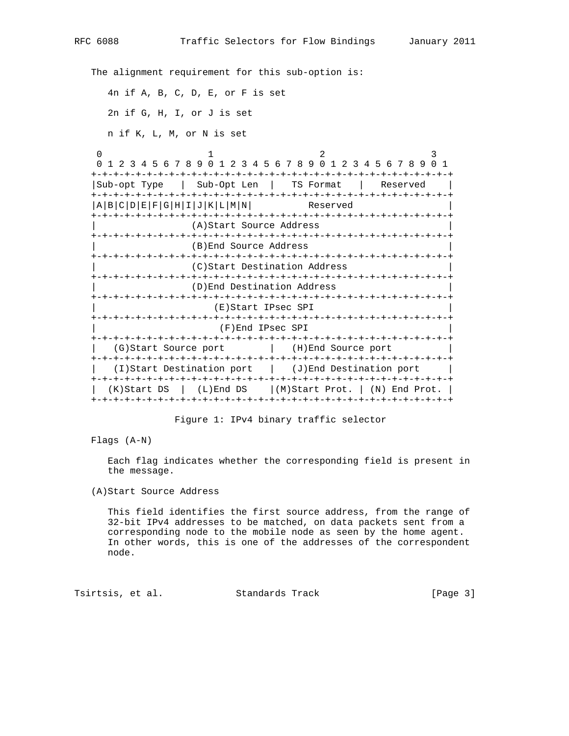The alignment requirement for this sub-option is:

4n if A, B, C, D, E, or F is set

2n if G, H, I, or J is set

n if K, L, M, or N is set

```
 0                   1                   2                   3
 0 1 2 3 4 5 6 7 8 9 0 1 2 3 4 5 6 7 8 9 0 1 2 3 4 5 6 7 8 9 0 1
+-+-+-+-+-+-+-+-+-+-+-+-+-+-+-+-+-+-+-+-+-+-+-+-+-+-+-+-+-+-+-+-+
|Sub-opt Type   |  Sub-Opt Len  |   TS Format   |   Reserved    |
+-+-+-+-+-+-+-+-+-+-+-+-+-+-+-+-+-+-+-+-+-+-+-+-+-+-+-+-+-+-+-+-+
|A|B|C|D|E|F|G|H|I|J|K|L|M|N|          Reserved                 |
+-+-+-+-+-+-+-+-+-+-+-+-+-+-+-+-+-+-+-+-+-+-+-+-+-+-+-+-+-+-+-+-+
|                 (A)Start Source Address                       |
+-+-+-+-+-+-+-+-+-+-+-+-+-+-+-+-+-+-+-+-+-+-+-+-+-+-+-+-+-+-+-+-+
|                 (B)End Source Address                         |
+-+-+-+-+-+-+-+-+-+-+-+-+-+-+-+-+-+-+-+-+-+-+-+-+-+-+-+-+-+-+-+-+
|                 (C)Start Destination Address                  |
+-+-+-+-+-+-+-+-+-+-+-+-+-+-+-+-+-+-+-+-+-+-+-+-+-+-+-+-+-+-+-+-+
|                 (D)End Destination Address                    |
+-+-+-+-+-+-+-+-+-+-+-+-+-+-+-+-+-+-+-+-+-+-+-+-+-+-+-+-+-+-+-+-+
|                     (E)Start IPsec SPI                        |
+-+-+-+-+-+-+-+-+-+-+-+-+-+-+-+-+-+-+-+-+-+-+-+-+-+-+-+-+-+-+-+-+
|                      (F)End IPsec SPI                         |
+-+-+-+-+-+-+-+-+-+-+-+-+-+-+-+-+-+-+-+-+-+-+-+-+-+-+-+-+-+-+-+-+
|   (G)Start Source port        |   (H)End Source port          |
+-+-+-+-+-+-+-+-+-+-+-+-+-+-+-+-+-+-+-+-+-+-+-+-+-+-+-+-+-+-+-+-+
|   (I)Start Destination port   |   (J)End Destination port     |
+-+-+-+-+-+-+-+-+-+-+-+-+-+-+-+-+-+-+-+-+-+-+-+-+-+-+-+-+-+-+-+-+
|  (K)Start DS  |  (L)End DS    |(M)Start Prot. | (N) End Prot. |
+-+-+-+-+-+-+-+-+-+-+-+-+-+-+-+-+-+-+-+-+-+-+-+-+-+-+-+-+-+-+-+-+
```

Figure 1: IPv4 binary traffic selector

Flags (A-N)

Each flag indicates whether the corresponding field is present in the message.

(A)Start Source Address

This field identifies the first source address, from the range of 32-bit IPv4 addresses to be matched, on data packets sent from a corresponding node to the mobile node as seen by the home agent. In other words, this is one of the addresses of the correspondent node.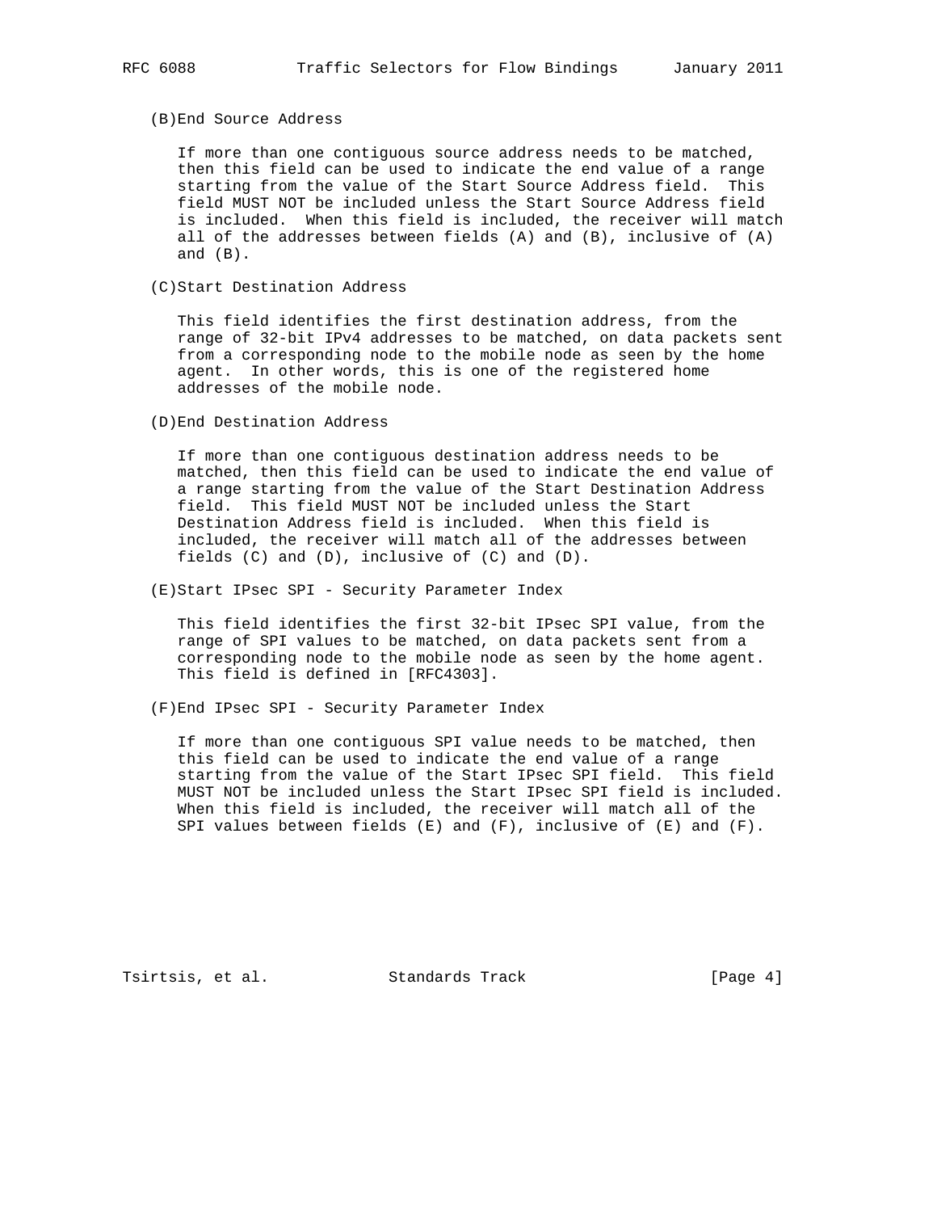(B)End Source Address

If more than one contiguous source address needs to be matched, then this field can be used to indicate the end value of a range starting from the value of the Start Source Address field. This field MUST NOT be included unless the Start Source Address field is included. When this field is included, the receiver will match all of the addresses between fields (A) and (B), inclusive of (A) and (B).

(C)Start Destination Address

This field identifies the first destination address, from the range of 32-bit IPv4 addresses to be matched, on data packets sent from a corresponding node to the mobile node as seen by the home agent. In other words, this is one of the registered home addresses of the mobile node.

(D)End Destination Address

If more than one contiguous destination address needs to be matched, then this field can be used to indicate the end value of a range starting from the value of the Start Destination Address field. This field MUST NOT be included unless the Start Destination Address field is included. When this field is included, the receiver will match all of the addresses between fields (C) and (D), inclusive of (C) and (D).

(E)Start IPsec SPI - Security Parameter Index

This field identifies the first 32-bit IPsec SPI value, from the range of SPI values to be matched, on data packets sent from a corresponding node to the mobile node as seen by the home agent. This field is defined in [RFC4303].

(F)End IPsec SPI - Security Parameter Index

If more than one contiguous SPI value needs to be matched, then this field can be used to indicate the end value of a range starting from the value of the Start IPsec SPI field. This field MUST NOT be included unless the Start IPsec SPI field is included. When this field is included, the receiver will match all of the SPI values between fields (E) and (F), inclusive of (E) and (F).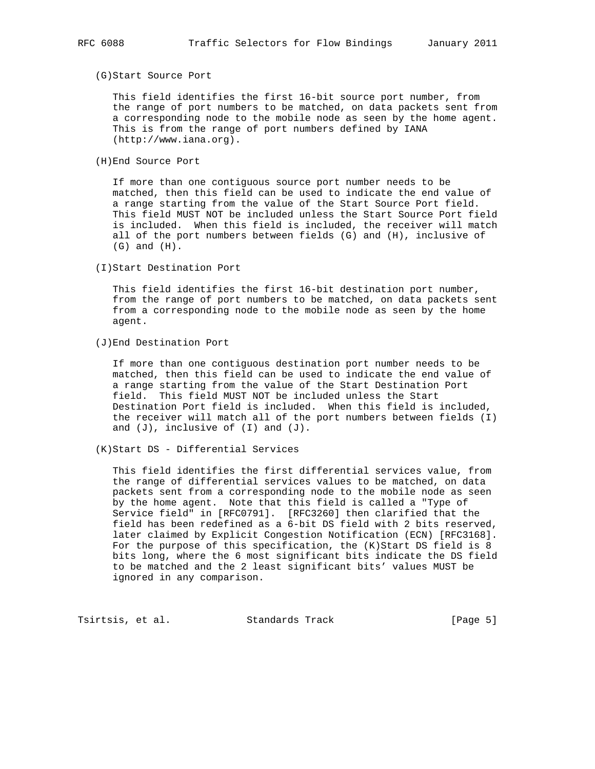(G)Start Source Port

This field identifies the first 16-bit source port number, from the range of port numbers to be matched, on data packets sent from a corresponding node to the mobile node as seen by the home agent. This is from the range of port numbers defined by IANA (http://www.iana.org).

(H)End Source Port

If more than one contiguous source port number needs to be matched, then this field can be used to indicate the end value of a range starting from the value of the Start Source Port field. This field MUST NOT be included unless the Start Source Port field is included. When this field is included, the receiver will match all of the port numbers between fields (G) and (H), inclusive of (G) and (H).

(I)Start Destination Port

This field identifies the first 16-bit destination port number, from the range of port numbers to be matched, on data packets sent from a corresponding node to the mobile node as seen by the home agent.

(J)End Destination Port

If more than one contiguous destination port number needs to be matched, then this field can be used to indicate the end value of a range starting from the value of the Start Destination Port field. This field MUST NOT be included unless the Start Destination Port field is included. When this field is included, the receiver will match all of the port numbers between fields (I) and (J), inclusive of (I) and (J).

(K)Start DS - Differential Services

This field identifies the first differential services value, from the range of differential services values to be matched, on data packets sent from a corresponding node to the mobile node as seen by the home agent. Note that this field is called a "Type of Service field" in [RFC0791]. [RFC3260] then clarified that the field has been redefined as a 6-bit DS field with 2 bits reserved, later claimed by Explicit Congestion Notification (ECN) [RFC3168]. For the purpose of this specification, the (K)Start DS field is 8 bits long, where the 6 most significant bits indicate the DS field to be matched and the 2 least significant bits' values MUST be ignored in any comparison.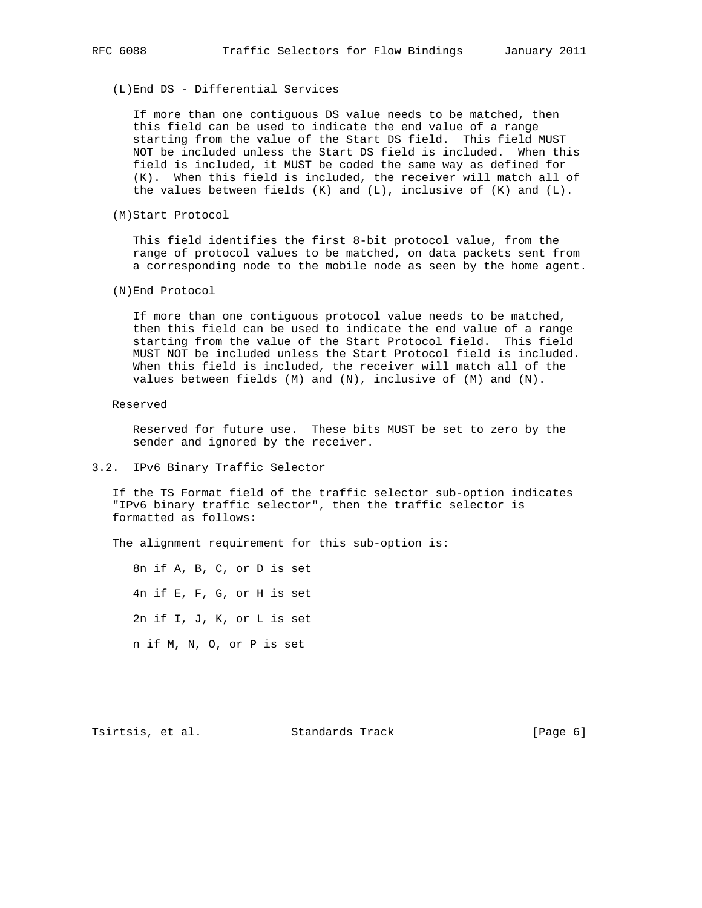(L)End DS - Differential Services

If more than one contiguous DS value needs to be matched, then this field can be used to indicate the end value of a range starting from the value of the Start DS field. This field MUST NOT be included unless the Start DS field is included. When this field is included, it MUST be coded the same way as defined for (K). When this field is included, the receiver will match all of the values between fields (K) and (L), inclusive of (K) and (L).

(M)Start Protocol

This field identifies the first 8-bit protocol value, from the range of protocol values to be matched, on data packets sent from a corresponding node to the mobile node as seen by the home agent.

(N)End Protocol

If more than one contiguous protocol value needs to be matched, then this field can be used to indicate the end value of a range starting from the value of the Start Protocol field. This field MUST NOT be included unless the Start Protocol field is included. When this field is included, the receiver will match all of the values between fields (M) and (N), inclusive of (M) and (N).

Reserved

Reserved for future use. These bits MUST be set to zero by the sender and ignored by the receiver.

### 3.2. IPv6 Binary Traffic Selector

If the TS Format field of the traffic selector sub-option indicates "IPv6 binary traffic selector", then the traffic selector is formatted as follows:

The alignment requirement for this sub-option is:

8n if A, B, C, or D is set

4n if E, F, G, or H is set

2n if I, J, K, or L is set

n if M, N, O, or P is set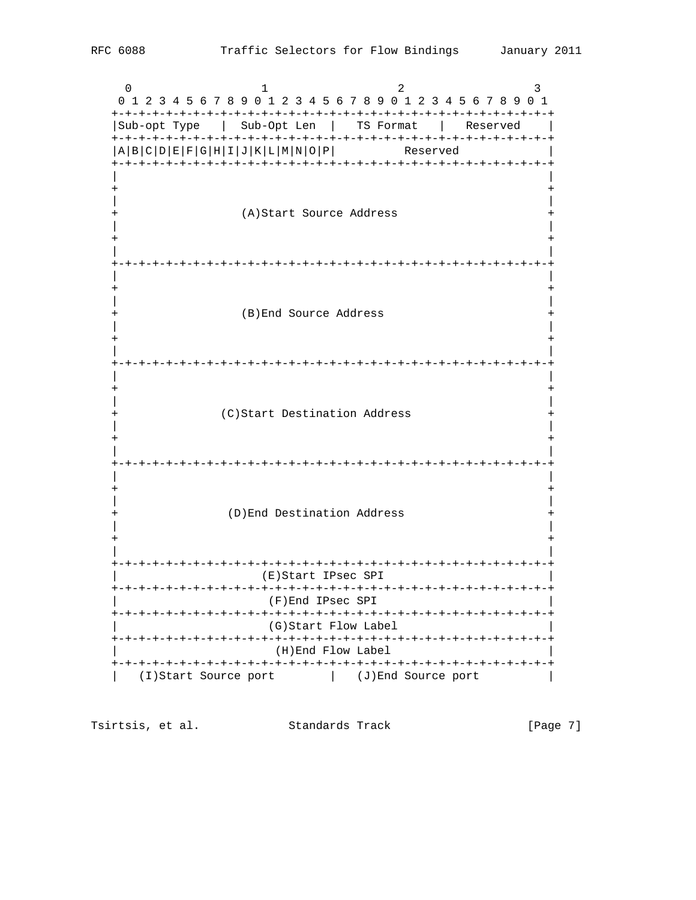```
 0                   1                   2                   3
 0 1 2 3 4 5 6 7 8 9 0 1 2 3 4 5 6 7 8 9 0 1 2 3 4 5 6 7 8 9 0 1
+-+-+-+-+-+-+-+-+-+-+-+-+-+-+-+-+-+-+-+-+-+-+-+-+-+-+-+-+-+-+-+-+
|Sub-opt Type   |  Sub-Opt Len  |   TS Format   |   Reserved    |
+-+-+-+-+-+-+-+-+-+-+-+-+-+-+-+-+-+-+-+-+-+-+-+-+-+-+-+-+-+-+-+-+
|A|B|C|D|E|F|G|H|I|J|K|L|M|N|O|P|          Reserved             |
+-+-+-+-+-+-+-+-+-+-+-+-+-+-+-+-+-+-+-+-+-+-+-+-+-+-+-+-+-+-+-+-+
|                                                               |
+                                                               +
|                                                               |
+                  (A)Start Source Address                      +
|                                                               |
+                                                               +
|                                                               |
+-+-+-+-+-+-+-+-+-+-+-+-+-+-+-+-+-+-+-+-+-+-+-+-+-+-+-+-+-+-+-+-+
|                                                               |
+                                                               +
|                                                               |
+                  (B)End Source Address                        +
|                                                               |
+                                                               +
|                                                               |
+-+-+-+-+-+-+-+-+-+-+-+-+-+-+-+-+-+-+-+-+-+-+-+-+-+-+-+-+-+-+-+-+
|                                                               |
+                                                               +
|                                                               |
+               (C)Start Destination Address                    +
|                                                               |
+                                                               +
|                                                               |
+-+-+-+-+-+-+-+-+-+-+-+-+-+-+-+-+-+-+-+-+-+-+-+-+-+-+-+-+-+-+-+-+
|                                                               |
+                                                               +
|                                                               |
+                (D)End Destination Address                     +
|                                                               |
+                                                               +
|                                                               |
+-+-+-+-+-+-+-+-+-+-+-+-+-+-+-+-+-+-+-+-+-+-+-+-+-+-+-+-+-+-+-+-+
|                     (E)Start IPsec SPI                        |
+-+-+-+-+-+-+-+-+-+-+-+-+-+-+-+-+-+-+-+-+-+-+-+-+-+-+-+-+-+-+-+-+
|                      (F)End IPsec SPI                         |
+-+-+-+-+-+-+-+-+-+-+-+-+-+-+-+-+-+-+-+-+-+-+-+-+-+-+-+-+-+-+-+-+
|                      (G)Start Flow Label                      |
+-+-+-+-+-+-+-+-+-+-+-+-+-+-+-+-+-+-+-+-+-+-+-+-+-+-+-+-+-+-+-+-+
|                       (H)End Flow Label                       |
+-+-+-+-+-+-+-+-+-+-+-+-+-+-+-+-+-+-+-+-+-+-+-+-+-+-+-+-+-+-+-+-+
|   (I)Start Source port        |   (J)End Source port          |
```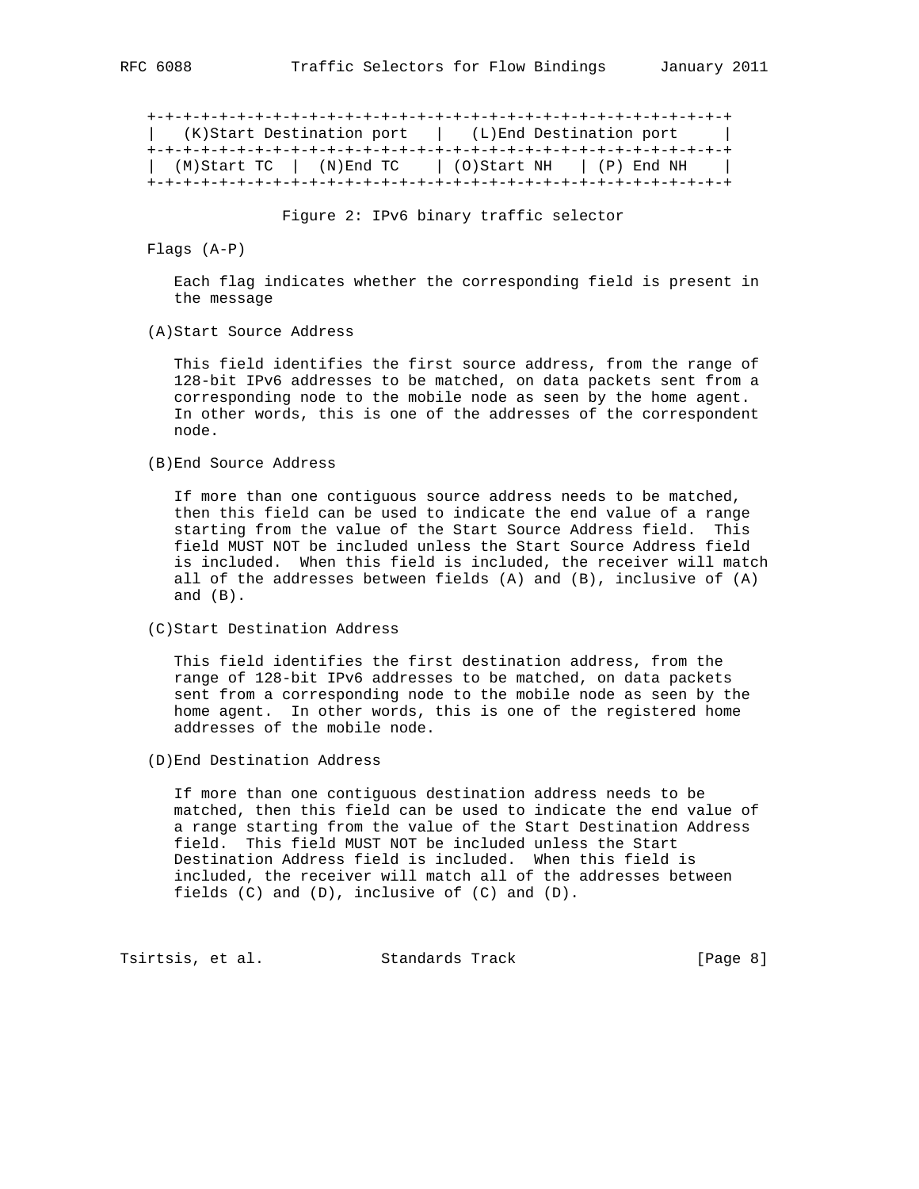```
+-+-+-+-+-+-+-+-+-+-+-+-+-+-+-+-+-+-+-+-+-+-+-+-+-+-+-+-+-+-+-+-+
|   (K)Start Destination port   |   (L)End Destination port     |
+-+-+-+-+-+-+-+-+-+-+-+-+-+-+-+-+-+-+-+-+-+-+-+-+-+-+-+-+-+-+-+-+
|  (M)Start TC  |  (N)End TC    | (O)Start NH   | (P) End NH    |
+-+-+-+-+-+-+-+-+-+-+-+-+-+-+-+-+-+-+-+-+-+-+-+-+-+-+-+-+-+-+-+-+
```

Figure 2: IPv6 binary traffic selector

Flags (A-P)

Each flag indicates whether the corresponding field is present in the message

(A)Start Source Address

This field identifies the first source address, from the range of 128-bit IPv6 addresses to be matched, on data packets sent from a corresponding node to the mobile node as seen by the home agent. In other words, this is one of the addresses of the correspondent node.

(B)End Source Address

If more than one contiguous source address needs to be matched, then this field can be used to indicate the end value of a range starting from the value of the Start Source Address field. This field MUST NOT be included unless the Start Source Address field is included. When this field is included, the receiver will match all of the addresses between fields (A) and (B), inclusive of (A) and (B).

(C)Start Destination Address

This field identifies the first destination address, from the range of 128-bit IPv6 addresses to be matched, on data packets sent from a corresponding node to the mobile node as seen by the home agent. In other words, this is one of the registered home addresses of the mobile node.

(D)End Destination Address

If more than one contiguous destination address needs to be matched, then this field can be used to indicate the end value of a range starting from the value of the Start Destination Address field. This field MUST NOT be included unless the Start Destination Address field is included. When this field is included, the receiver will match all of the addresses between fields (C) and (D), inclusive of (C) and (D).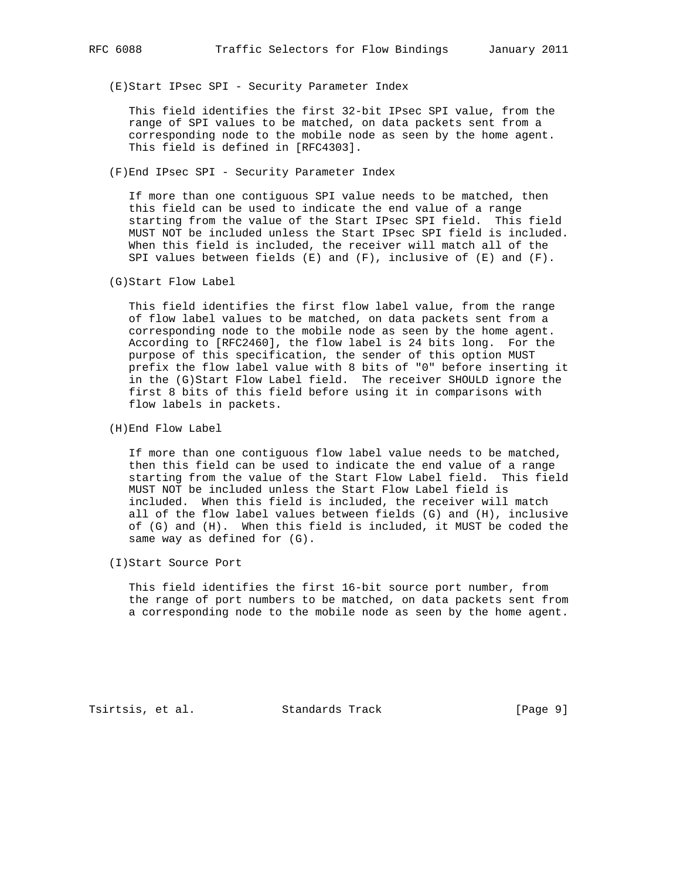(E)Start IPsec SPI - Security Parameter Index

This field identifies the first 32-bit IPsec SPI value, from the range of SPI values to be matched, on data packets sent from a corresponding node to the mobile node as seen by the home agent. This field is defined in [RFC4303].

(F)End IPsec SPI - Security Parameter Index

If more than one contiguous SPI value needs to be matched, then this field can be used to indicate the end value of a range starting from the value of the Start IPsec SPI field. This field MUST NOT be included unless the Start IPsec SPI field is included. When this field is included, the receiver will match all of the SPI values between fields (E) and (F), inclusive of (E) and (F).

(G)Start Flow Label

This field identifies the first flow label value, from the range of flow label values to be matched, on data packets sent from a corresponding node to the mobile node as seen by the home agent. According to [RFC2460], the flow label is 24 bits long. For the purpose of this specification, the sender of this option MUST prefix the flow label value with 8 bits of "0" before inserting it in the (G)Start Flow Label field. The receiver SHOULD ignore the first 8 bits of this field before using it in comparisons with flow labels in packets.

(H)End Flow Label

If more than one contiguous flow label value needs to be matched, then this field can be used to indicate the end value of a range starting from the value of the Start Flow Label field. This field MUST NOT be included unless the Start Flow Label field is included. When this field is included, the receiver will match all of the flow label values between fields (G) and (H), inclusive of (G) and (H). When this field is included, it MUST be coded the same way as defined for (G).

(I)Start Source Port

This field identifies the first 16-bit source port number, from the range of port numbers to be matched, on data packets sent from a corresponding node to the mobile node as seen by the home agent.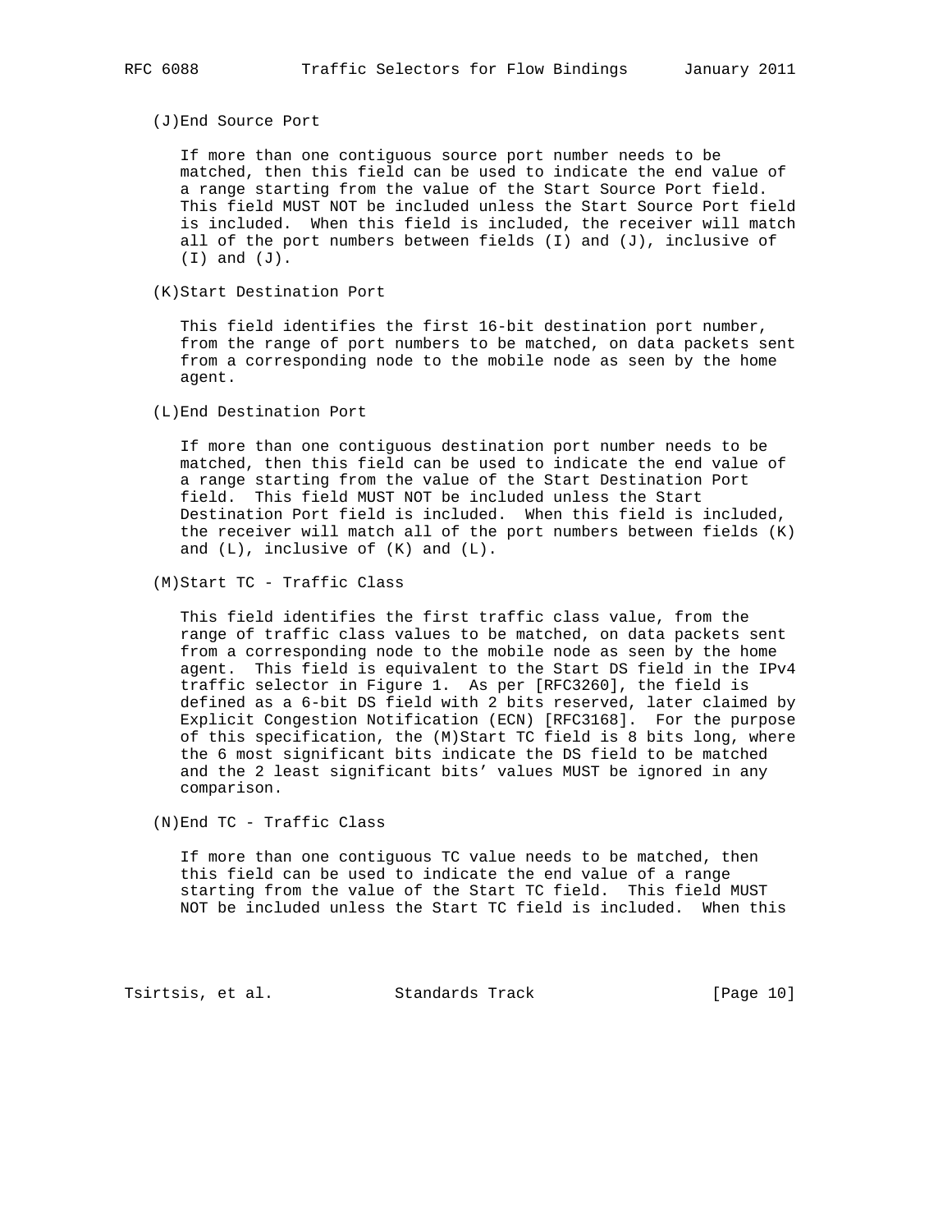(J)End Source Port

If more than one contiguous source port number needs to be matched, then this field can be used to indicate the end value of a range starting from the value of the Start Source Port field. This field MUST NOT be included unless the Start Source Port field is included. When this field is included, the receiver will match all of the port numbers between fields (I) and (J), inclusive of (I) and (J).

(K)Start Destination Port

This field identifies the first 16-bit destination port number, from the range of port numbers to be matched, on data packets sent from a corresponding node to the mobile node as seen by the home agent.

(L)End Destination Port

If more than one contiguous destination port number needs to be matched, then this field can be used to indicate the end value of a range starting from the value of the Start Destination Port field. This field MUST NOT be included unless the Start Destination Port field is included. When this field is included, the receiver will match all of the port numbers between fields (K) and (L), inclusive of (K) and (L).

(M)Start TC - Traffic Class

This field identifies the first traffic class value, from the range of traffic class values to be matched, on data packets sent from a corresponding node to the mobile node as seen by the home agent. This field is equivalent to the Start DS field in the IPv4 traffic selector in Figure 1. As per [RFC3260], the field is defined as a 6-bit DS field with 2 bits reserved, later claimed by Explicit Congestion Notification (ECN) [RFC3168]. For the purpose of this specification, the (M)Start TC field is 8 bits long, where the 6 most significant bits indicate the DS field to be matched and the 2 least significant bits' values MUST be ignored in any comparison.

(N)End TC - Traffic Class

If more than one contiguous TC value needs to be matched, then this field can be used to indicate the end value of a range starting from the value of the Start TC field. This field MUST NOT be included unless the Start TC field is included. When this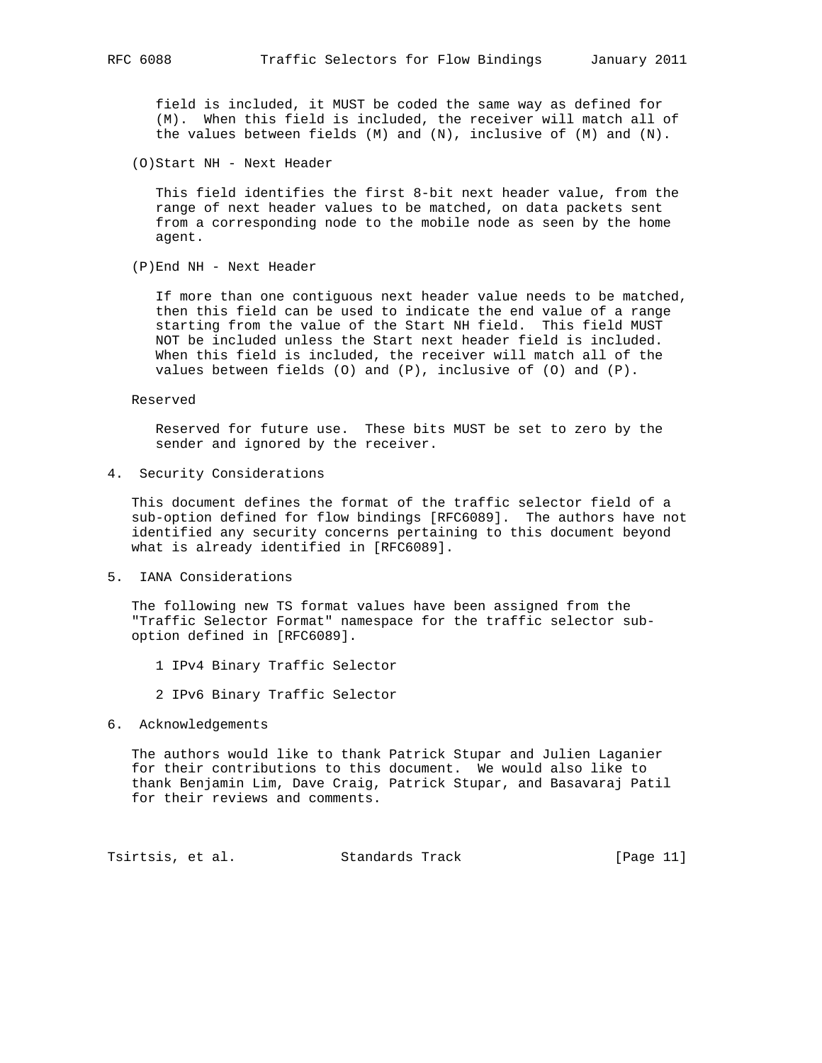field is included, it MUST be coded the same way as defined for (M). When this field is included, the receiver will match all of the values between fields (M) and (N), inclusive of (M) and (N).

(O)Start NH - Next Header

This field identifies the first 8-bit next header value, from the range of next header values to be matched, on data packets sent from a corresponding node to the mobile node as seen by the home agent.

(P)End NH - Next Header

If more than one contiguous next header value needs to be matched, then this field can be used to indicate the end value of a range starting from the value of the Start NH field. This field MUST NOT be included unless the Start next header field is included. When this field is included, the receiver will match all of the values between fields (O) and (P), inclusive of (O) and (P).

Reserved

Reserved for future use. These bits MUST be set to zero by the sender and ignored by the receiver.

## 4. Security Considerations

This document defines the format of the traffic selector field of a sub-option defined for flow bindings [RFC6089]. The authors have not identified any security concerns pertaining to this document beyond what is already identified in [RFC6089].

## 5. IANA Considerations

The following new TS format values have been assigned from the "Traffic Selector Format" namespace for the traffic selector sub-option defined in [RFC6089].

1 IPv4 Binary Traffic Selector

2 IPv6 Binary Traffic Selector

## 6. Acknowledgements

The authors would like to thank Patrick Stupar and Julien Laganier for their contributions to this document. We would also like to thank Benjamin Lim, Dave Craig, Patrick Stupar, and Basavaraj Patil for their reviews and comments.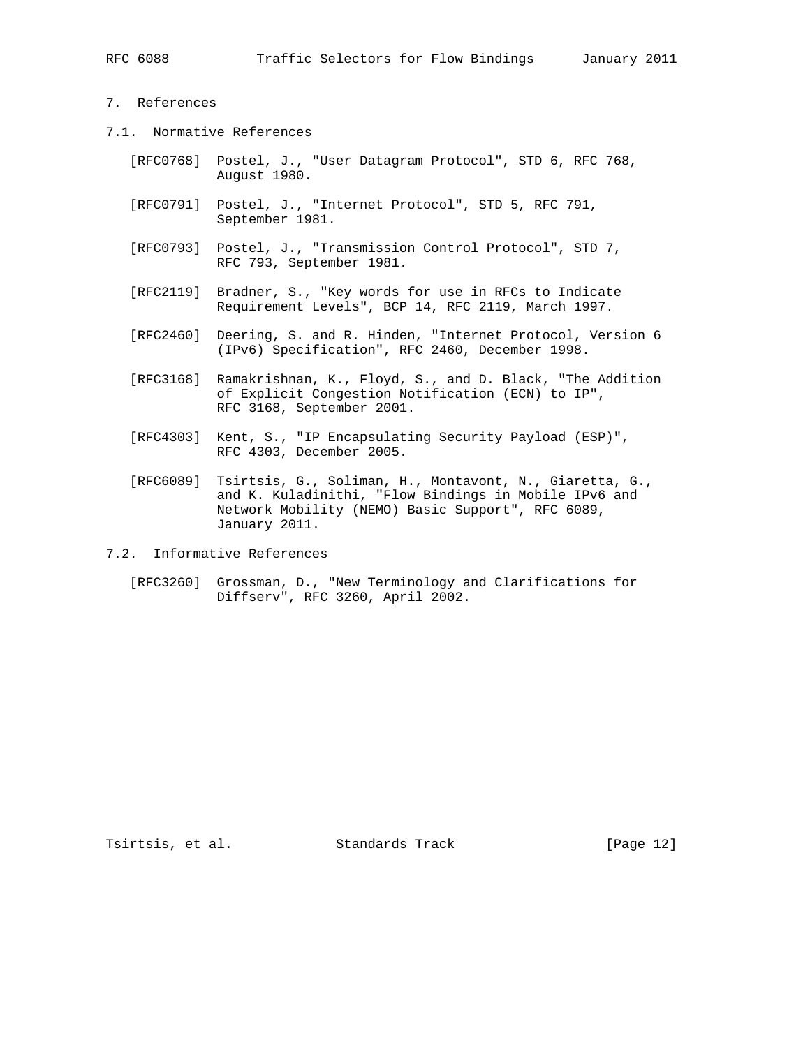## 7. References

### 7.1. Normative References

[RFC0768] Postel, J., "User Datagram Protocol", STD 6, RFC 768, August 1980.

[RFC0791] Postel, J., "Internet Protocol", STD 5, RFC 791, September 1981.

[RFC0793] Postel, J., "Transmission Control Protocol", STD 7, RFC 793, September 1981.

[RFC2119] Bradner, S., "Key words for use in RFCs to Indicate Requirement Levels", BCP 14, RFC 2119, March 1997.

[RFC2460] Deering, S. and R. Hinden, "Internet Protocol, Version 6 (IPv6) Specification", RFC 2460, December 1998.

[RFC3168] Ramakrishnan, K., Floyd, S., and D. Black, "The Addition of Explicit Congestion Notification (ECN) to IP", RFC 3168, September 2001.

[RFC4303] Kent, S., "IP Encapsulating Security Payload (ESP)", RFC 4303, December 2005.

[RFC6089] Tsirtsis, G., Soliman, H., Montavont, N., Giaretta, G., and K. Kuladinithi, "Flow Bindings in Mobile IPv6 and Network Mobility (NEMO) Basic Support", RFC 6089, January 2011.

### 7.2. Informative References

[RFC3260] Grossman, D., "New Terminology and Clarifications for Diffserv", RFC 3260, April 2002.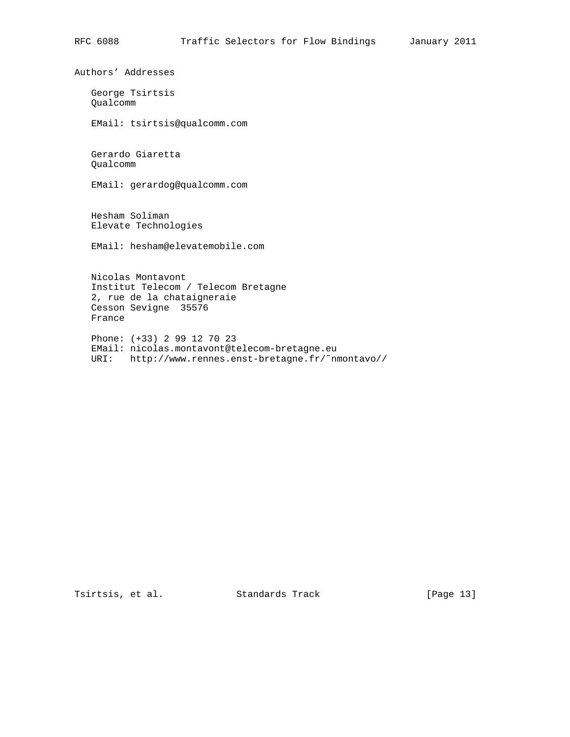## Authors' Addresses

George Tsirtsis
Qualcomm

EMail: tsirtsis@qualcomm.com

Gerardo Giaretta
Qualcomm

EMail: gerardog@qualcomm.com

Hesham Soliman
Elevate Technologies

EMail: hesham@elevatemobile.com

Nicolas Montavont
Institut Telecom / Telecom Bretagne
2, rue de la chataigneraie
Cesson Sevigne  35576
France

Phone: (+33) 2 99 12 70 23
EMail: nicolas.montavont@telecom-bretagne.eu
URI:   http://www.rennes.enst-bretagne.fr/~nmontavo//